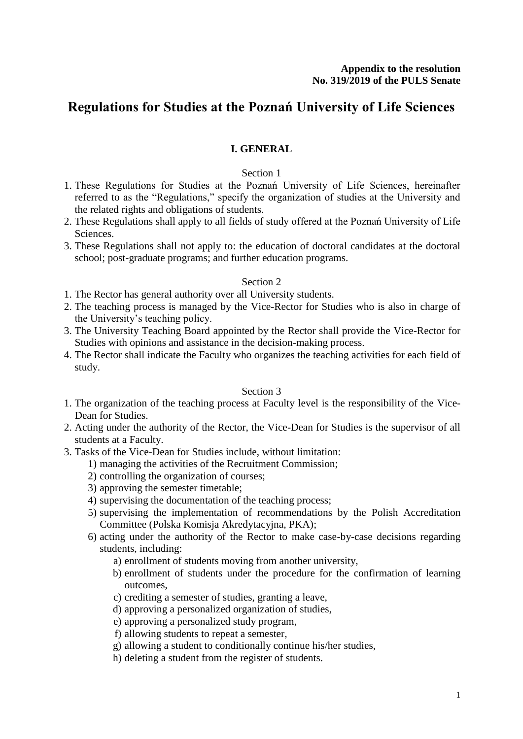**Appendix to the resolution**
**No. 319/2019 of the PULS Senate**

# Regulations for Studies at the Poznań University of Life Sciences

## I. GENERAL

Section 1

1. These Regulations for Studies at the Poznań University of Life Sciences, hereinafter referred to as the "Regulations," specify the organization of studies at the University and the related rights and obligations of students.
2. These Regulations shall apply to all fields of study offered at the Poznań University of Life Sciences.
3. These Regulations shall not apply to: the education of doctoral candidates at the doctoral school; post-graduate programs; and further education programs.

Section 2

1. The Rector has general authority over all University students.
2. The teaching process is managed by the Vice-Rector for Studies who is also in charge of the University's teaching policy.
3. The University Teaching Board appointed by the Rector shall provide the Vice-Rector for Studies with opinions and assistance in the decision-making process.
4. The Rector shall indicate the Faculty who organizes the teaching activities for each field of study.

Section 3

1. The organization of the teaching process at Faculty level is the responsibility of the Vice-Dean for Studies.
2. Acting under the authority of the Rector, the Vice-Dean for Studies is the supervisor of all students at a Faculty.
3. Tasks of the Vice-Dean for Studies include, without limitation:
   1) managing the activities of the Recruitment Commission;
   2) controlling the organization of courses;
   3) approving the semester timetable;
   4) supervising the documentation of the teaching process;
   5) supervising the implementation of recommendations by the Polish Accreditation Committee (Polska Komisja Akredytacyjna, PKA);
   6) acting under the authority of the Rector to make case-by-case decisions regarding students, including:
      a) enrollment of students moving from another university,
      b) enrollment of students under the procedure for the confirmation of learning outcomes,
      c) crediting a semester of studies, granting a leave,
      d) approving a personalized organization of studies,
      e) approving a personalized study program,
      f) allowing students to repeat a semester,
      g) allowing a student to conditionally continue his/her studies,
      h) deleting a student from the register of students.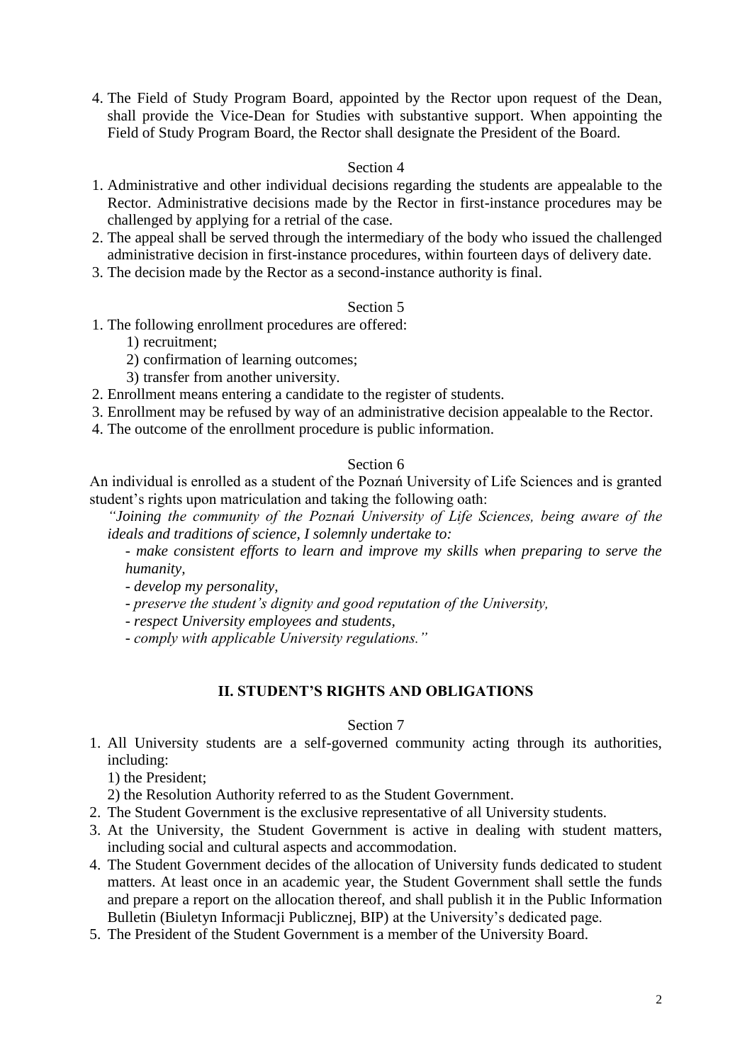4. The Field of Study Program Board, appointed by the Rector upon request of the Dean, shall provide the Vice-Dean for Studies with substantive support. When appointing the Field of Study Program Board, the Rector shall designate the President of the Board.

Section 4

1. Administrative and other individual decisions regarding the students are appealable to the Rector. Administrative decisions made by the Rector in first-instance procedures may be challenged by applying for a retrial of the case.
2. The appeal shall be served through the intermediary of the body who issued the challenged administrative decision in first-instance procedures, within fourteen days of delivery date.
3. The decision made by the Rector as a second-instance authority is final.

Section 5

1. The following enrollment procedures are offered:
   1) recruitment;
   2) confirmation of learning outcomes;
   3) transfer from another university.
2. Enrollment means entering a candidate to the register of students.
3. Enrollment may be refused by way of an administrative decision appealable to the Rector.
4. The outcome of the enrollment procedure is public information.

Section 6

An individual is enrolled as a student of the Poznań University of Life Sciences and is granted student's rights upon matriculation and taking the following oath:

*"Joining the community of the Poznań University of Life Sciences, being aware of the ideals and traditions of science, I solemnly undertake to:*

*- make consistent efforts to learn and improve my skills when preparing to serve the humanity,*

*- develop my personality,*

*- preserve the student's dignity and good reputation of the University,*

*- respect University employees and students,*

*- comply with applicable University regulations."*

## II. STUDENT'S RIGHTS AND OBLIGATIONS

Section 7

1. All University students are a self-governed community acting through its authorities, including:
   1) the President;
   2) the Resolution Authority referred to as the Student Government.
2. The Student Government is the exclusive representative of all University students.
3. At the University, the Student Government is active in dealing with student matters, including social and cultural aspects and accommodation.
4. The Student Government decides of the allocation of University funds dedicated to student matters. At least once in an academic year, the Student Government shall settle the funds and prepare a report on the allocation thereof, and shall publish it in the Public Information Bulletin (Biuletyn Informacji Publicznej, BIP) at the University's dedicated page.
5. The President of the Student Government is a member of the University Board.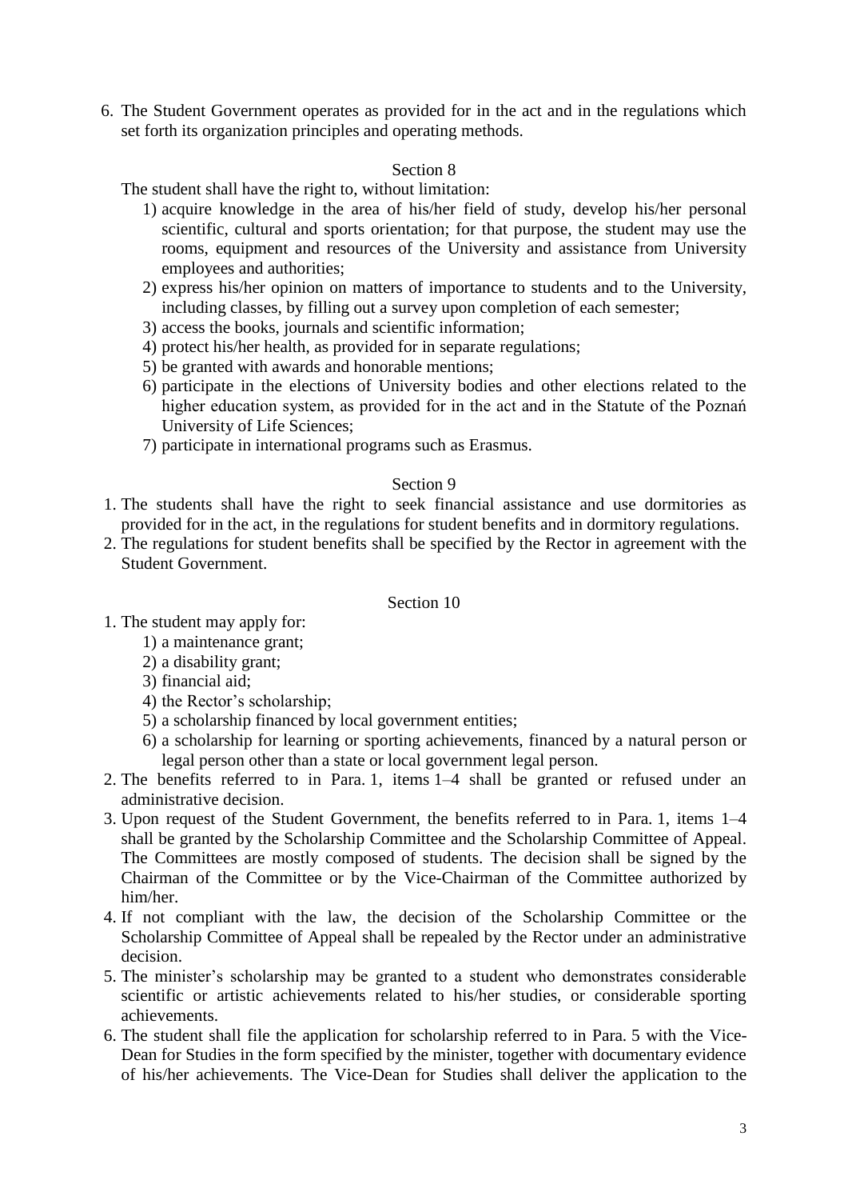6. The Student Government operates as provided for in the act and in the regulations which set forth its organization principles and operating methods.

Section 8

The student shall have the right to, without limitation:

1) acquire knowledge in the area of his/her field of study, develop his/her personal scientific, cultural and sports orientation; for that purpose, the student may use the rooms, equipment and resources of the University and assistance from University employees and authorities;
2) express his/her opinion on matters of importance to students and to the University, including classes, by filling out a survey upon completion of each semester;
3) access the books, journals and scientific information;
4) protect his/her health, as provided for in separate regulations;
5) be granted with awards and honorable mentions;
6) participate in the elections of University bodies and other elections related to the higher education system, as provided for in the act and in the Statute of the Poznań University of Life Sciences;
7) participate in international programs such as Erasmus.

Section 9

1. The students shall have the right to seek financial assistance and use dormitories as provided for in the act, in the regulations for student benefits and in dormitory regulations.
2. The regulations for student benefits shall be specified by the Rector in agreement with the Student Government.

Section 10

1. The student may apply for:
   1) a maintenance grant;
   2) a disability grant;
   3) financial aid;
   4) the Rector's scholarship;
   5) a scholarship financed by local government entities;
   6) a scholarship for learning or sporting achievements, financed by a natural person or legal person other than a state or local government legal person.
2. The benefits referred to in Para. 1, items 1–4 shall be granted or refused under an administrative decision.
3. Upon request of the Student Government, the benefits referred to in Para. 1, items 1–4 shall be granted by the Scholarship Committee and the Scholarship Committee of Appeal. The Committees are mostly composed of students. The decision shall be signed by the Chairman of the Committee or by the Vice-Chairman of the Committee authorized by him/her.
4. If not compliant with the law, the decision of the Scholarship Committee or the Scholarship Committee of Appeal shall be repealed by the Rector under an administrative decision.
5. The minister's scholarship may be granted to a student who demonstrates considerable scientific or artistic achievements related to his/her studies, or considerable sporting achievements.
6. The student shall file the application for scholarship referred to in Para. 5 with the Vice-Dean for Studies in the form specified by the minister, together with documentary evidence of his/her achievements. The Vice-Dean for Studies shall deliver the application to the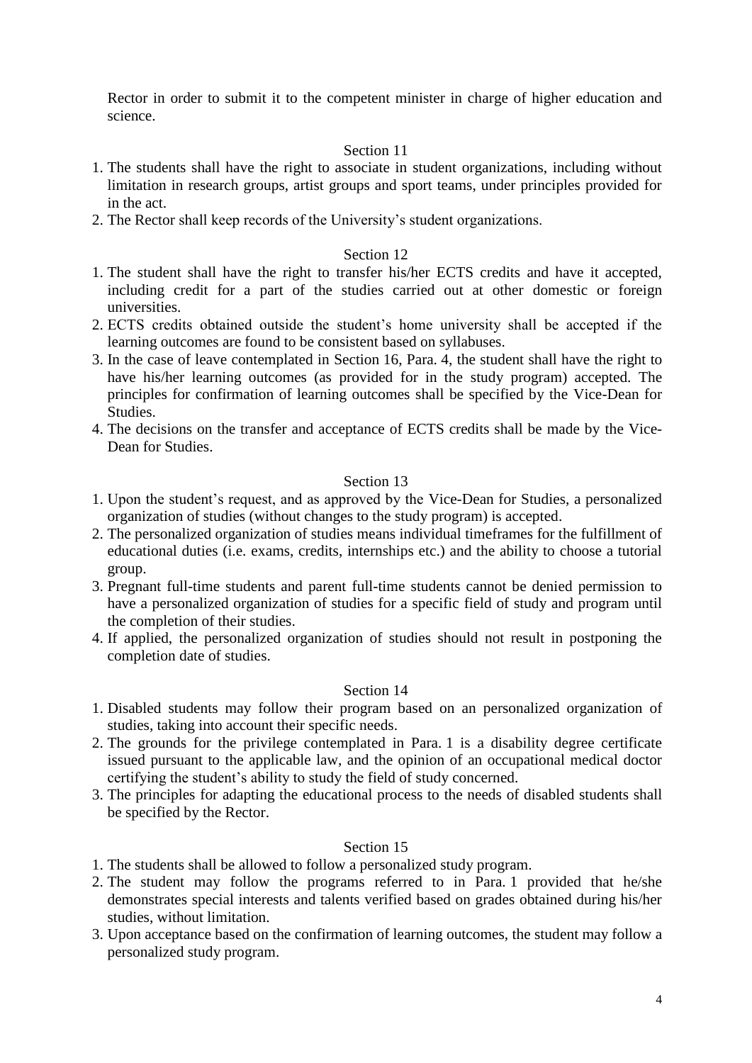Rector in order to submit it to the competent minister in charge of higher education and science.

Section 11

1. The students shall have the right to associate in student organizations, including without limitation in research groups, artist groups and sport teams, under principles provided for in the act.
2. The Rector shall keep records of the University's student organizations.

Section 12

1. The student shall have the right to transfer his/her ECTS credits and have it accepted, including credit for a part of the studies carried out at other domestic or foreign universities.
2. ECTS credits obtained outside the student's home university shall be accepted if the learning outcomes are found to be consistent based on syllabuses.
3. In the case of leave contemplated in Section 16, Para. 4, the student shall have the right to have his/her learning outcomes (as provided for in the study program) accepted. The principles for confirmation of learning outcomes shall be specified by the Vice-Dean for Studies.
4. The decisions on the transfer and acceptance of ECTS credits shall be made by the Vice-Dean for Studies.

Section 13

1. Upon the student's request, and as approved by the Vice-Dean for Studies, a personalized organization of studies (without changes to the study program) is accepted.
2. The personalized organization of studies means individual timeframes for the fulfillment of educational duties (i.e. exams, credits, internships etc.) and the ability to choose a tutorial group.
3. Pregnant full-time students and parent full-time students cannot be denied permission to have a personalized organization of studies for a specific field of study and program until the completion of their studies.
4. If applied, the personalized organization of studies should not result in postponing the completion date of studies.

Section 14

1. Disabled students may follow their program based on an personalized organization of studies, taking into account their specific needs.
2. The grounds for the privilege contemplated in Para. 1 is a disability degree certificate issued pursuant to the applicable law, and the opinion of an occupational medical doctor certifying the student's ability to study the field of study concerned.
3. The principles for adapting the educational process to the needs of disabled students shall be specified by the Rector.

Section 15

1. The students shall be allowed to follow a personalized study program.
2. The student may follow the programs referred to in Para. 1 provided that he/she demonstrates special interests and talents verified based on grades obtained during his/her studies, without limitation.
3. Upon acceptance based on the confirmation of learning outcomes, the student may follow a personalized study program.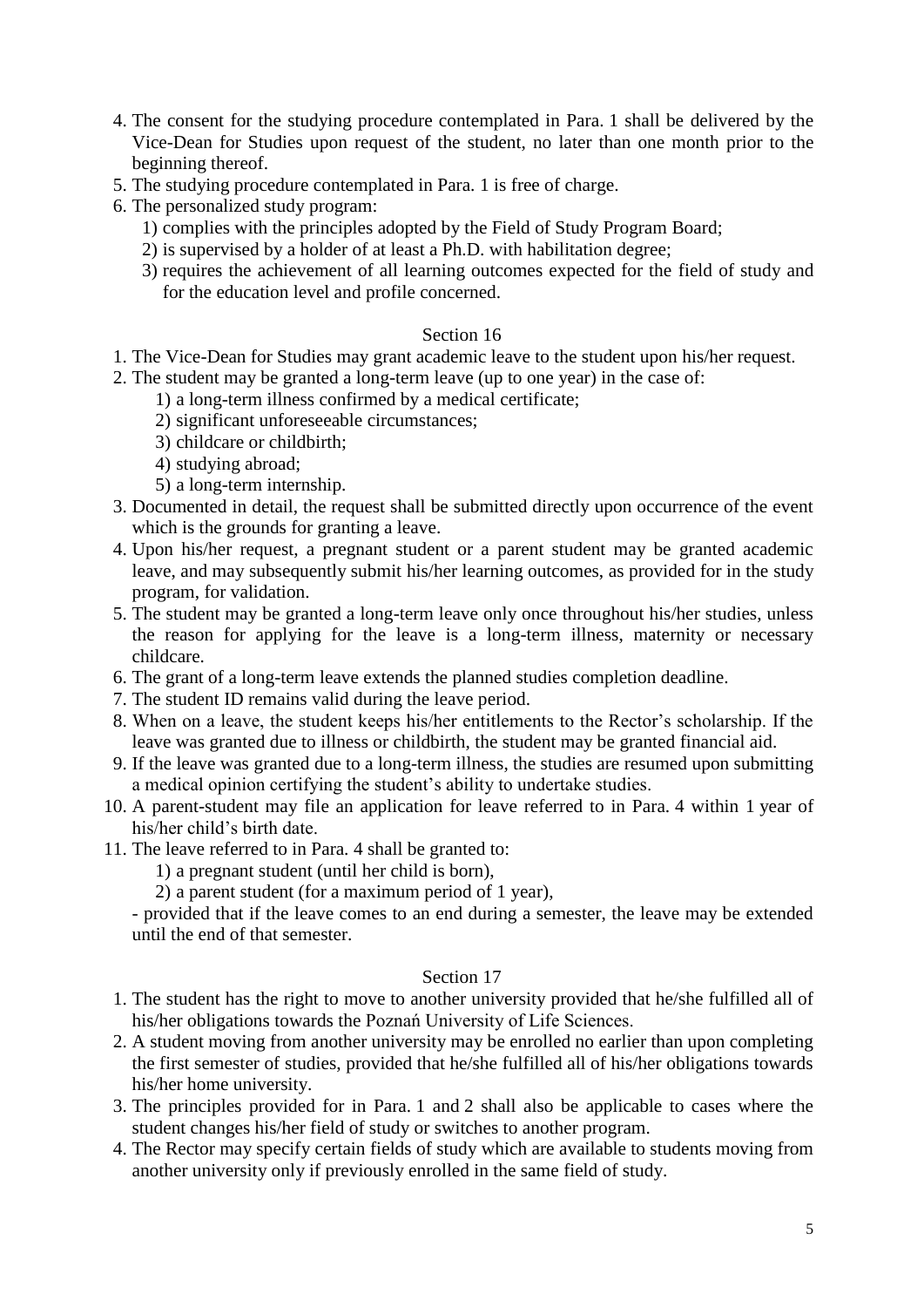4. The consent for the studying procedure contemplated in Para. 1 shall be delivered by the Vice-Dean for Studies upon request of the student, no later than one month prior to the beginning thereof.
5. The studying procedure contemplated in Para. 1 is free of charge.
6. The personalized study program:
   1) complies with the principles adopted by the Field of Study Program Board;
   2) is supervised by a holder of at least a Ph.D. with habilitation degree;
   3) requires the achievement of all learning outcomes expected for the field of study and for the education level and profile concerned.

## Section 16

1. The Vice-Dean for Studies may grant academic leave to the student upon his/her request.
2. The student may be granted a long-term leave (up to one year) in the case of:
   1) a long-term illness confirmed by a medical certificate;
   2) significant unforeseeable circumstances;
   3) childcare or childbirth;
   4) studying abroad;
   5) a long-term internship.
3. Documented in detail, the request shall be submitted directly upon occurrence of the event which is the grounds for granting a leave.
4. Upon his/her request, a pregnant student or a parent student may be granted academic leave, and may subsequently submit his/her learning outcomes, as provided for in the study program, for validation.
5. The student may be granted a long-term leave only once throughout his/her studies, unless the reason for applying for the leave is a long-term illness, maternity or necessary childcare.
6. The grant of a long-term leave extends the planned studies completion deadline.
7. The student ID remains valid during the leave period.
8. When on a leave, the student keeps his/her entitlements to the Rector's scholarship. If the leave was granted due to illness or childbirth, the student may be granted financial aid.
9. If the leave was granted due to a long-term illness, the studies are resumed upon submitting a medical opinion certifying the student's ability to undertake studies.
10. A parent-student may file an application for leave referred to in Para. 4 within 1 year of his/her child's birth date.
11. The leave referred to in Para. 4 shall be granted to:
    1) a pregnant student (until her child is born),
    2) a parent student (for a maximum period of 1 year),

    - provided that if the leave comes to an end during a semester, the leave may be extended until the end of that semester.

## Section 17

1. The student has the right to move to another university provided that he/she fulfilled all of his/her obligations towards the Poznań University of Life Sciences.
2. A student moving from another university may be enrolled no earlier than upon completing the first semester of studies, provided that he/she fulfilled all of his/her obligations towards his/her home university.
3. The principles provided for in Para. 1 and 2 shall also be applicable to cases where the student changes his/her field of study or switches to another program.
4. The Rector may specify certain fields of study which are available to students moving from another university only if previously enrolled in the same field of study.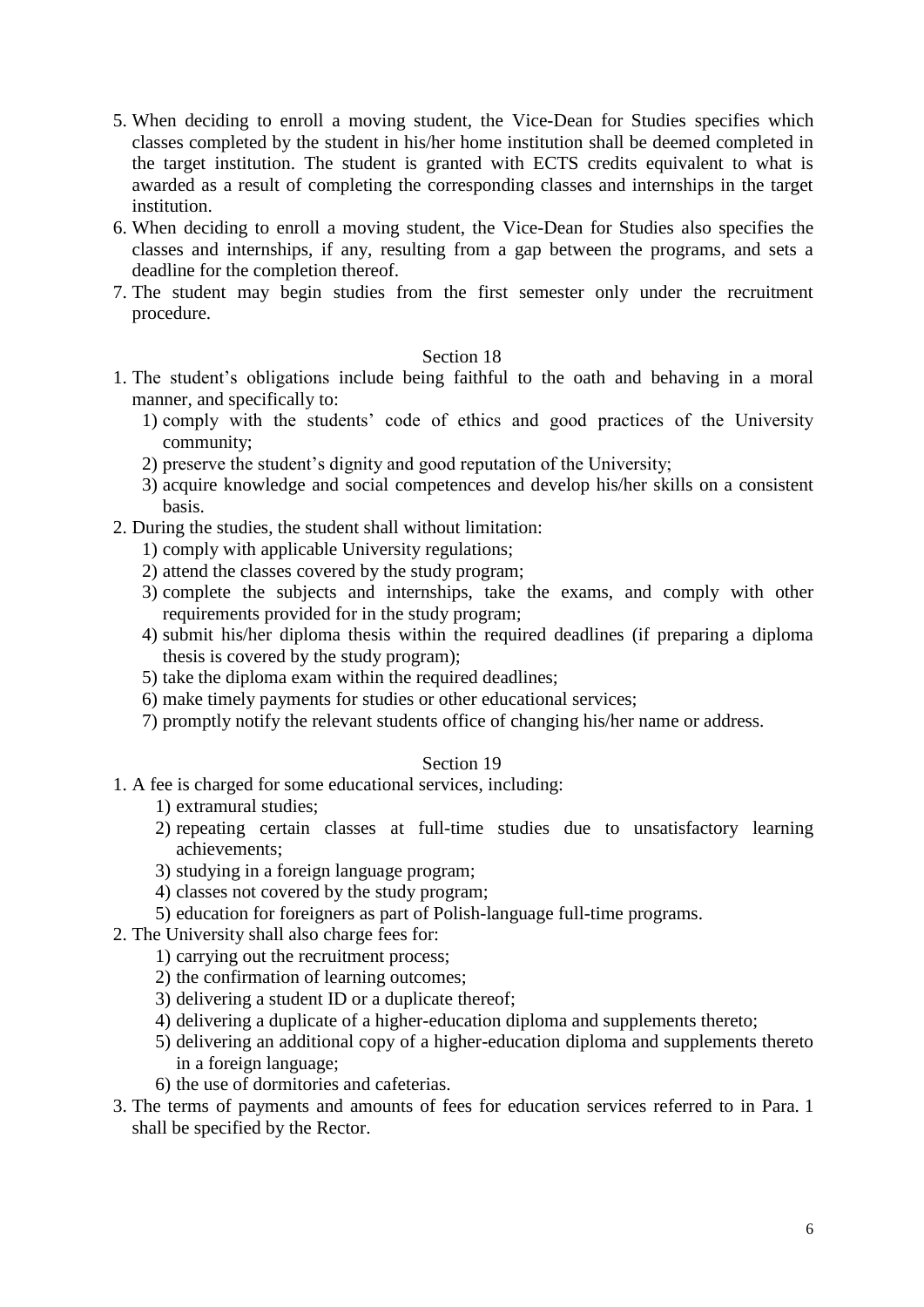5. When deciding to enroll a moving student, the Vice-Dean for Studies specifies which classes completed by the student in his/her home institution shall be deemed completed in the target institution. The student is granted with ECTS credits equivalent to what is awarded as a result of completing the corresponding classes and internships in the target institution.
6. When deciding to enroll a moving student, the Vice-Dean for Studies also specifies the classes and internships, if any, resulting from a gap between the programs, and sets a deadline for the completion thereof.
7. The student may begin studies from the first semester only under the recruitment procedure.

## Section 18

1. The student's obligations include being faithful to the oath and behaving in a moral manner, and specifically to:
   1) comply with the students' code of ethics and good practices of the University community;
   2) preserve the student's dignity and good reputation of the University;
   3) acquire knowledge and social competences and develop his/her skills on a consistent basis.
2. During the studies, the student shall without limitation:
   1) comply with applicable University regulations;
   2) attend the classes covered by the study program;
   3) complete the subjects and internships, take the exams, and comply with other requirements provided for in the study program;
   4) submit his/her diploma thesis within the required deadlines (if preparing a diploma thesis is covered by the study program);
   5) take the diploma exam within the required deadlines;
   6) make timely payments for studies or other educational services;
   7) promptly notify the relevant students office of changing his/her name or address.

## Section 19

1. A fee is charged for some educational services, including:
   1) extramural studies;
   2) repeating certain classes at full-time studies due to unsatisfactory learning achievements;
   3) studying in a foreign language program;
   4) classes not covered by the study program;
   5) education for foreigners as part of Polish-language full-time programs.
2. The University shall also charge fees for:
   1) carrying out the recruitment process;
   2) the confirmation of learning outcomes;
   3) delivering a student ID or a duplicate thereof;
   4) delivering a duplicate of a higher-education diploma and supplements thereto;
   5) delivering an additional copy of a higher-education diploma and supplements thereto in a foreign language;
   6) the use of dormitories and cafeterias.
3. The terms of payments and amounts of fees for education services referred to in Para. 1 shall be specified by the Rector.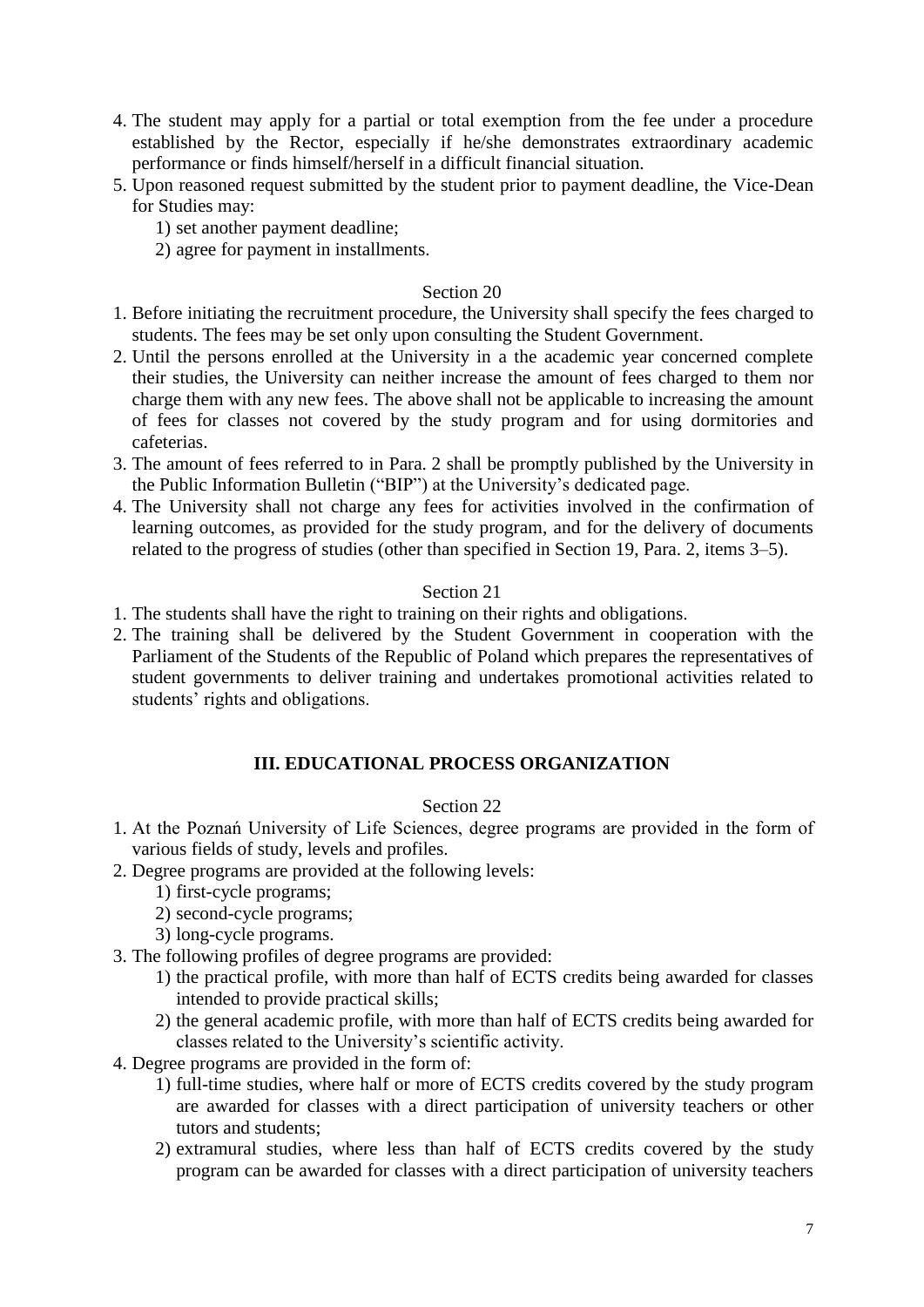4. The student may apply for a partial or total exemption from the fee under a procedure established by the Rector, especially if he/she demonstrates extraordinary academic performance or finds himself/herself in a difficult financial situation.
5. Upon reasoned request submitted by the student prior to payment deadline, the Vice-Dean for Studies may:
    1) set another payment deadline;
    2) agree for payment in installments.

Section 20

1. Before initiating the recruitment procedure, the University shall specify the fees charged to students. The fees may be set only upon consulting the Student Government.
2. Until the persons enrolled at the University in a the academic year concerned complete their studies, the University can neither increase the amount of fees charged to them nor charge them with any new fees. The above shall not be applicable to increasing the amount of fees for classes not covered by the study program and for using dormitories and cafeterias.
3. The amount of fees referred to in Para. 2 shall be promptly published by the University in the Public Information Bulletin ("BIP") at the University's dedicated page.
4. The University shall not charge any fees for activities involved in the confirmation of learning outcomes, as provided for the study program, and for the delivery of documents related to the progress of studies (other than specified in Section 19, Para. 2, items 3–5).

Section 21

1. The students shall have the right to training on their rights and obligations.
2. The training shall be delivered by the Student Government in cooperation with the Parliament of the Students of the Republic of Poland which prepares the representatives of student governments to deliver training and undertakes promotional activities related to students' rights and obligations.

## III. EDUCATIONAL PROCESS ORGANIZATION

Section 22

1. At the Poznań University of Life Sciences, degree programs are provided in the form of various fields of study, levels and profiles.
2. Degree programs are provided at the following levels:
    1) first-cycle programs;
    2) second-cycle programs;
    3) long-cycle programs.
3. The following profiles of degree programs are provided:
    1) the practical profile, with more than half of ECTS credits being awarded for classes intended to provide practical skills;
    2) the general academic profile, with more than half of ECTS credits being awarded for classes related to the University's scientific activity.
4. Degree programs are provided in the form of:
    1) full-time studies, where half or more of ECTS credits covered by the study program are awarded for classes with a direct participation of university teachers or other tutors and students;
    2) extramural studies, where less than half of ECTS credits covered by the study program can be awarded for classes with a direct participation of university teachers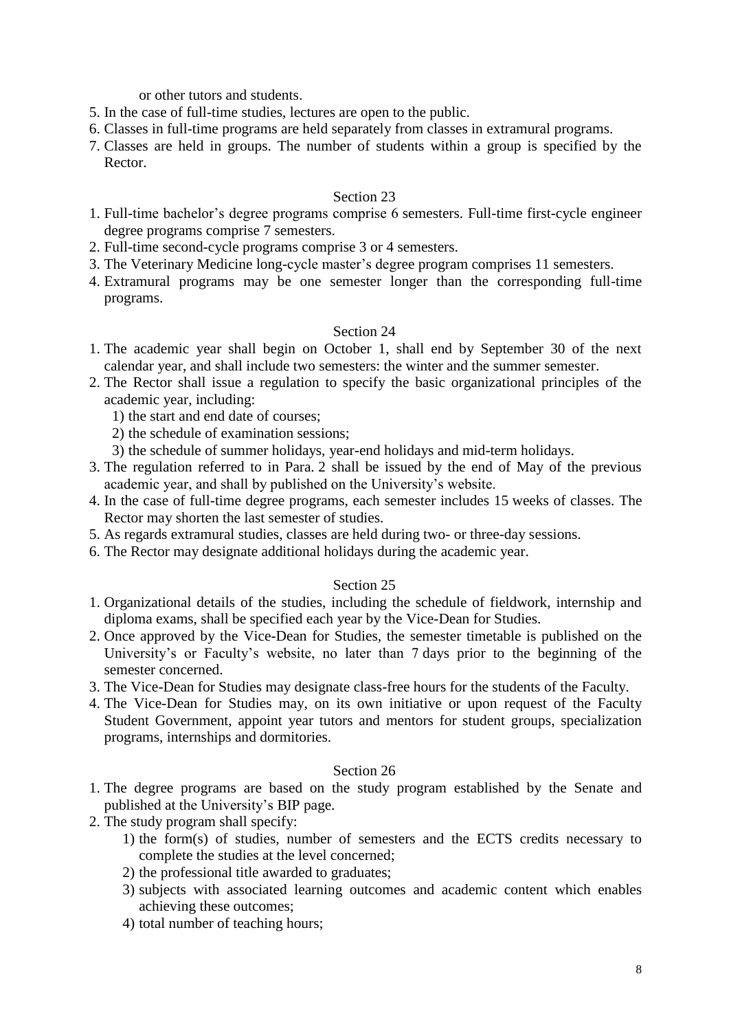or other tutors and students.

5. In the case of full-time studies, lectures are open to the public.
6. Classes in full-time programs are held separately from classes in extramural programs.
7. Classes are held in groups. The number of students within a group is specified by the Rector.

Section 23

1. Full-time bachelor's degree programs comprise 6 semesters. Full-time first-cycle engineer degree programs comprise 7 semesters.
2. Full-time second-cycle programs comprise 3 or 4 semesters.
3. The Veterinary Medicine long-cycle master's degree program comprises 11 semesters.
4. Extramural programs may be one semester longer than the corresponding full-time programs.

Section 24

1. The academic year shall begin on October 1, shall end by September 30 of the next calendar year, and shall include two semesters: the winter and the summer semester.
2. The Rector shall issue a regulation to specify the basic organizational principles of the academic year, including:
   1) the start and end date of courses;
   2) the schedule of examination sessions;
   3) the schedule of summer holidays, year-end holidays and mid-term holidays.
3. The regulation referred to in Para. 2 shall be issued by the end of May of the previous academic year, and shall by published on the University's website.
4. In the case of full-time degree programs, each semester includes 15 weeks of classes. The Rector may shorten the last semester of studies.
5. As regards extramural studies, classes are held during two- or three-day sessions.
6. The Rector may designate additional holidays during the academic year.

Section 25

1. Organizational details of the studies, including the schedule of fieldwork, internship and diploma exams, shall be specified each year by the Vice-Dean for Studies.
2. Once approved by the Vice-Dean for Studies, the semester timetable is published on the University's or Faculty's website, no later than 7 days prior to the beginning of the semester concerned.
3. The Vice-Dean for Studies may designate class-free hours for the students of the Faculty.
4. The Vice-Dean for Studies may, on its own initiative or upon request of the Faculty Student Government, appoint year tutors and mentors for student groups, specialization programs, internships and dormitories.

Section 26

1. The degree programs are based on the study program established by the Senate and published at the University's BIP page.
2. The study program shall specify:
   1) the form(s) of studies, number of semesters and the ECTS credits necessary to complete the studies at the level concerned;
   2) the professional title awarded to graduates;
   3) subjects with associated learning outcomes and academic content which enables achieving these outcomes;
   4) total number of teaching hours;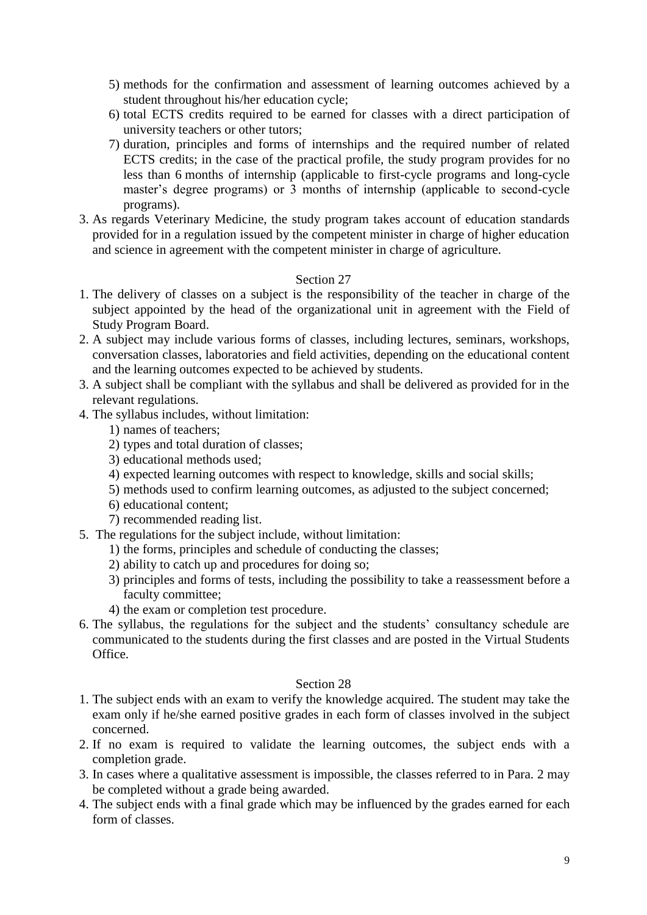5) methods for the confirmation and assessment of learning outcomes achieved by a student throughout his/her education cycle;
6) total ECTS credits required to be earned for classes with a direct participation of university teachers or other tutors;
7) duration, principles and forms of internships and the required number of related ECTS credits; in the case of the practical profile, the study program provides for no less than 6 months of internship (applicable to first-cycle programs and long-cycle master's degree programs) or 3 months of internship (applicable to second-cycle programs).

3. As regards Veterinary Medicine, the study program takes account of education standards provided for in a regulation issued by the competent minister in charge of higher education and science in agreement with the competent minister in charge of agriculture.

## Section 27

1. The delivery of classes on a subject is the responsibility of the teacher in charge of the subject appointed by the head of the organizational unit in agreement with the Field of Study Program Board.
2. A subject may include various forms of classes, including lectures, seminars, workshops, conversation classes, laboratories and field activities, depending on the educational content and the learning outcomes expected to be achieved by students.
3. A subject shall be compliant with the syllabus and shall be delivered as provided for in the relevant regulations.
4. The syllabus includes, without limitation:
   1) names of teachers;
   2) types and total duration of classes;
   3) educational methods used;
   4) expected learning outcomes with respect to knowledge, skills and social skills;
   5) methods used to confirm learning outcomes, as adjusted to the subject concerned;
   6) educational content;
   7) recommended reading list.
5. The regulations for the subject include, without limitation:
   1) the forms, principles and schedule of conducting the classes;
   2) ability to catch up and procedures for doing so;
   3) principles and forms of tests, including the possibility to take a reassessment before a faculty committee;
   4) the exam or completion test procedure.
6. The syllabus, the regulations for the subject and the students' consultancy schedule are communicated to the students during the first classes and are posted in the Virtual Students Office.

## Section 28

1. The subject ends with an exam to verify the knowledge acquired. The student may take the exam only if he/she earned positive grades in each form of classes involved in the subject concerned.
2. If no exam is required to validate the learning outcomes, the subject ends with a completion grade.
3. In cases where a qualitative assessment is impossible, the classes referred to in Para. 2 may be completed without a grade being awarded.
4. The subject ends with a final grade which may be influenced by the grades earned for each form of classes.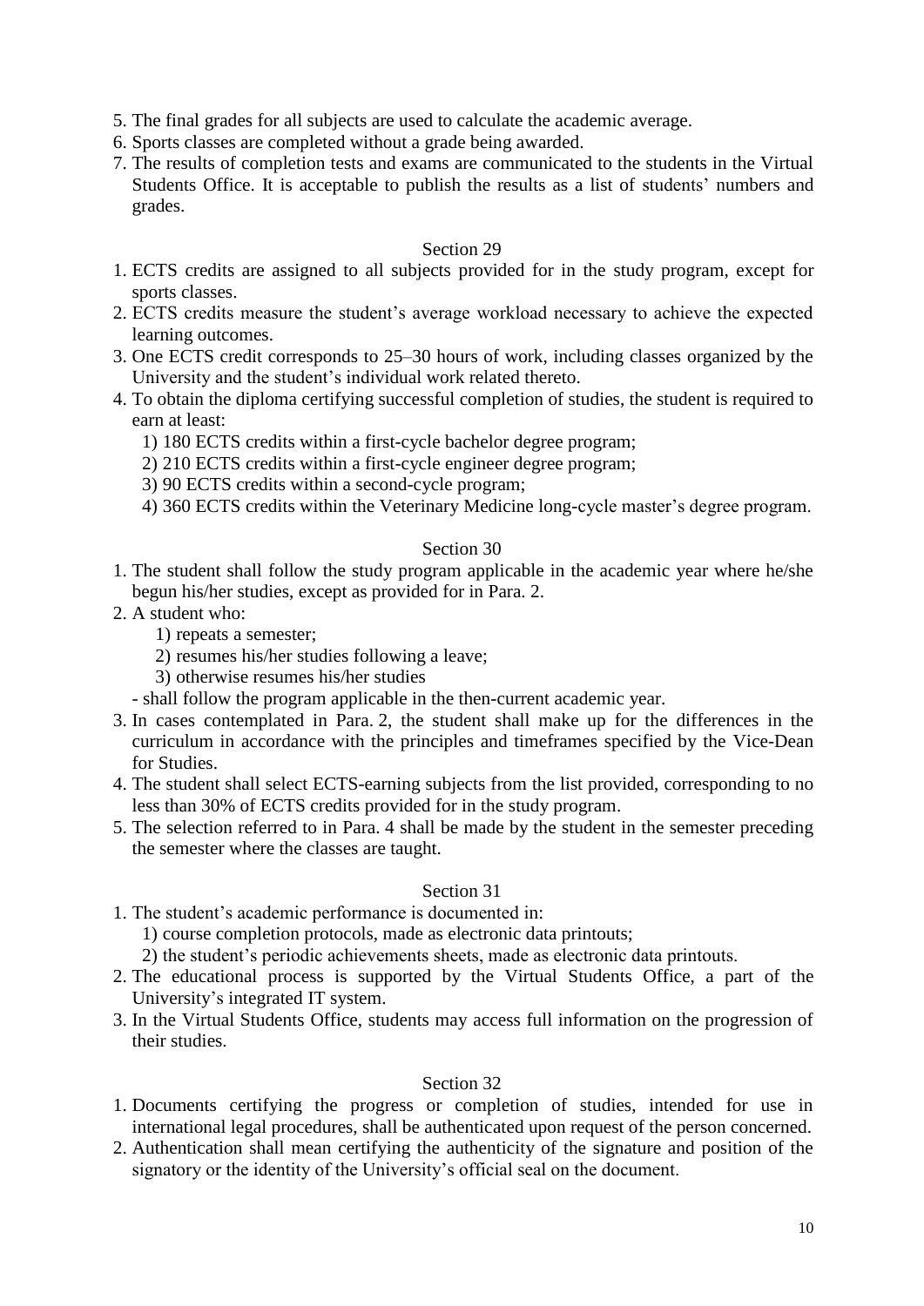5. The final grades for all subjects are used to calculate the academic average.
6. Sports classes are completed without a grade being awarded.
7. The results of completion tests and exams are communicated to the students in the Virtual Students Office. It is acceptable to publish the results as a list of students' numbers and grades.

## Section 29

1. ECTS credits are assigned to all subjects provided for in the study program, except for sports classes.
2. ECTS credits measure the student's average workload necessary to achieve the expected learning outcomes.
3. One ECTS credit corresponds to 25–30 hours of work, including classes organized by the University and the student's individual work related thereto.
4. To obtain the diploma certifying successful completion of studies, the student is required to earn at least:
   1) 180 ECTS credits within a first-cycle bachelor degree program;
   2) 210 ECTS credits within a first-cycle engineer degree program;
   3) 90 ECTS credits within a second-cycle program;
   4) 360 ECTS credits within the Veterinary Medicine long-cycle master's degree program.

## Section 30

1. The student shall follow the study program applicable in the academic year where he/she begun his/her studies, except as provided for in Para. 2.
2. A student who:
   1) repeats a semester;
   2) resumes his/her studies following a leave;
   3) otherwise resumes his/her studies

   - shall follow the program applicable in the then-current academic year.
3. In cases contemplated in Para. 2, the student shall make up for the differences in the curriculum in accordance with the principles and timeframes specified by the Vice-Dean for Studies.
4. The student shall select ECTS-earning subjects from the list provided, corresponding to no less than 30% of ECTS credits provided for in the study program.
5. The selection referred to in Para. 4 shall be made by the student in the semester preceding the semester where the classes are taught.

## Section 31

1. The student's academic performance is documented in:
   1) course completion protocols, made as electronic data printouts;
   2) the student's periodic achievements sheets, made as electronic data printouts.
2. The educational process is supported by the Virtual Students Office, a part of the University's integrated IT system.
3. In the Virtual Students Office, students may access full information on the progression of their studies.

## Section 32

1. Documents certifying the progress or completion of studies, intended for use in international legal procedures, shall be authenticated upon request of the person concerned.
2. Authentication shall mean certifying the authenticity of the signature and position of the signatory or the identity of the University's official seal on the document.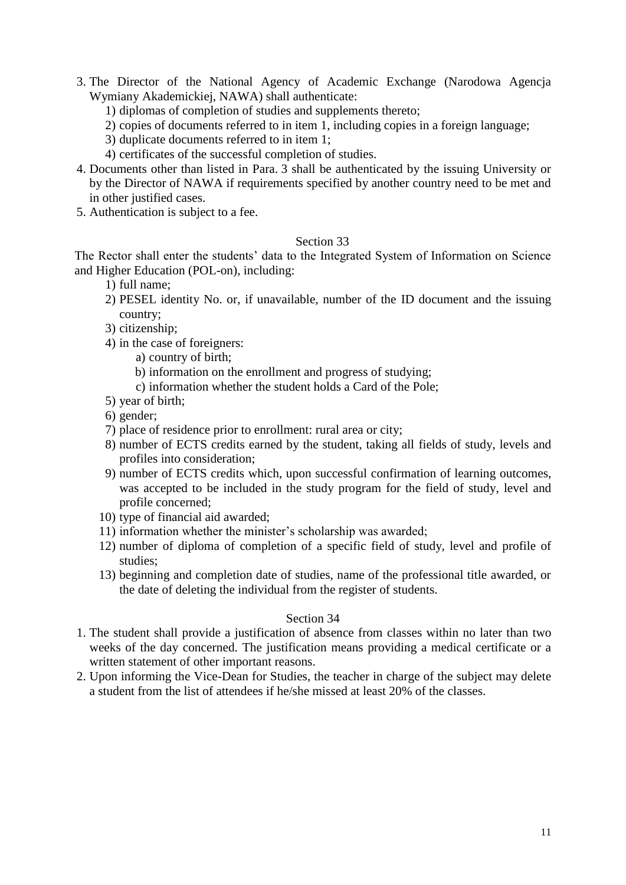3. The Director of the National Agency of Academic Exchange (Narodowa Agencja Wymiany Akademickiej, NAWA) shall authenticate:
   1) diplomas of completion of studies and supplements thereto;
   2) copies of documents referred to in item 1, including copies in a foreign language;
   3) duplicate documents referred to in item 1;
   4) certificates of the successful completion of studies.
4. Documents other than listed in Para. 3 shall be authenticated by the issuing University or by the Director of NAWA if requirements specified by another country need to be met and in other justified cases.
5. Authentication is subject to a fee.

### Section 33

The Rector shall enter the students' data to the Integrated System of Information on Science and Higher Education (POL-on), including:

1) full name;
2) PESEL identity No. or, if unavailable, number of the ID document and the issuing country;
3) citizenship;
4) in the case of foreigners:
   a) country of birth;
   b) information on the enrollment and progress of studying;
   c) information whether the student holds a Card of the Pole;
5) year of birth;
6) gender;
7) place of residence prior to enrollment: rural area or city;
8) number of ECTS credits earned by the student, taking all fields of study, levels and profiles into consideration;
9) number of ECTS credits which, upon successful confirmation of learning outcomes, was accepted to be included in the study program for the field of study, level and profile concerned;
10) type of financial aid awarded;
11) information whether the minister's scholarship was awarded;
12) number of diploma of completion of a specific field of study, level and profile of studies;
13) beginning and completion date of studies, name of the professional title awarded, or the date of deleting the individual from the register of students.

### Section 34

1. The student shall provide a justification of absence from classes within no later than two weeks of the day concerned. The justification means providing a medical certificate or a written statement of other important reasons.
2. Upon informing the Vice-Dean for Studies, the teacher in charge of the subject may delete a student from the list of attendees if he/she missed at least 20% of the classes.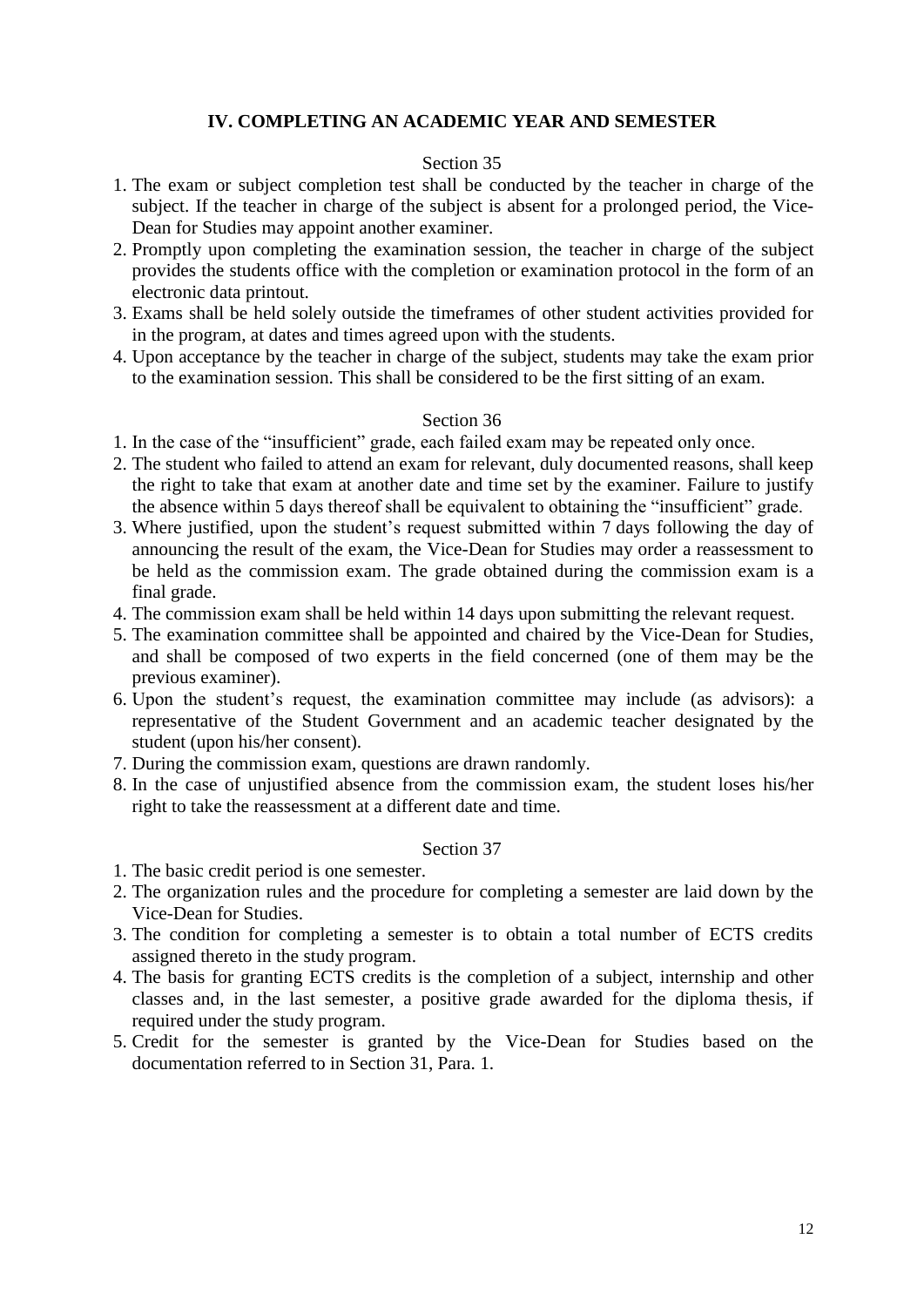## IV. COMPLETING AN ACADEMIC YEAR AND SEMESTER

### Section 35

1. The exam or subject completion test shall be conducted by the teacher in charge of the subject. If the teacher in charge of the subject is absent for a prolonged period, the Vice-Dean for Studies may appoint another examiner.
2. Promptly upon completing the examination session, the teacher in charge of the subject provides the students office with the completion or examination protocol in the form of an electronic data printout.
3. Exams shall be held solely outside the timeframes of other student activities provided for in the program, at dates and times agreed upon with the students.
4. Upon acceptance by the teacher in charge of the subject, students may take the exam prior to the examination session. This shall be considered to be the first sitting of an exam.

### Section 36

1. In the case of the "insufficient" grade, each failed exam may be repeated only once.
2. The student who failed to attend an exam for relevant, duly documented reasons, shall keep the right to take that exam at another date and time set by the examiner. Failure to justify the absence within 5 days thereof shall be equivalent to obtaining the "insufficient" grade.
3. Where justified, upon the student's request submitted within 7 days following the day of announcing the result of the exam, the Vice-Dean for Studies may order a reassessment to be held as the commission exam. The grade obtained during the commission exam is a final grade.
4. The commission exam shall be held within 14 days upon submitting the relevant request.
5. The examination committee shall be appointed and chaired by the Vice-Dean for Studies, and shall be composed of two experts in the field concerned (one of them may be the previous examiner).
6. Upon the student's request, the examination committee may include (as advisors): a representative of the Student Government and an academic teacher designated by the student (upon his/her consent).
7. During the commission exam, questions are drawn randomly.
8. In the case of unjustified absence from the commission exam, the student loses his/her right to take the reassessment at a different date and time.

### Section 37

1. The basic credit period is one semester.
2. The organization rules and the procedure for completing a semester are laid down by the Vice-Dean for Studies.
3. The condition for completing a semester is to obtain a total number of ECTS credits assigned thereto in the study program.
4. The basis for granting ECTS credits is the completion of a subject, internship and other classes and, in the last semester, a positive grade awarded for the diploma thesis, if required under the study program.
5. Credit for the semester is granted by the Vice-Dean for Studies based on the documentation referred to in Section 31, Para. 1.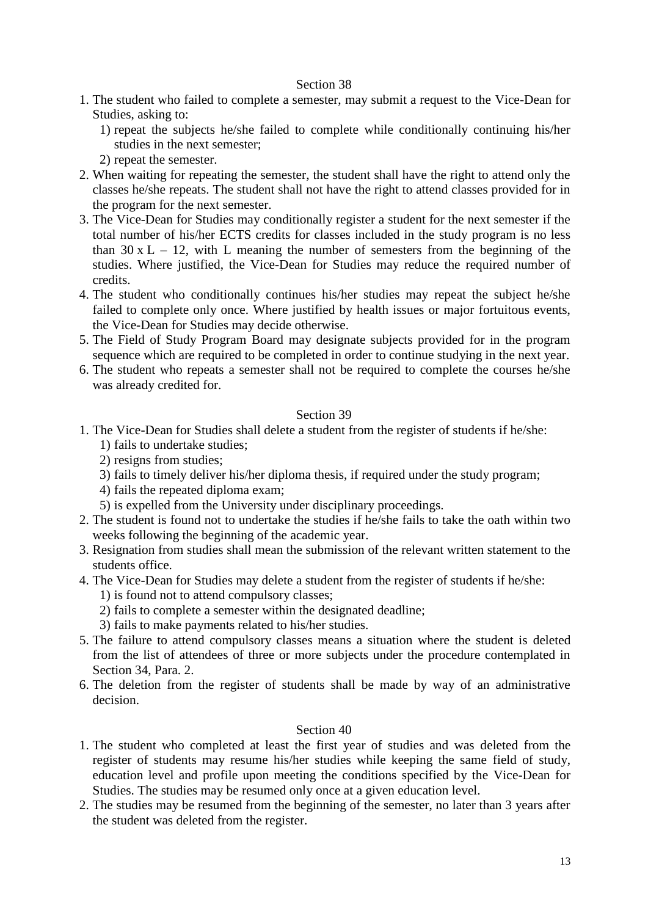## Section 38

1. The student who failed to complete a semester, may submit a request to the Vice-Dean for Studies, asking to:
   1) repeat the subjects he/she failed to complete while conditionally continuing his/her studies in the next semester;
   2) repeat the semester.
2. When waiting for repeating the semester, the student shall have the right to attend only the classes he/she repeats. The student shall not have the right to attend classes provided for in the program for the next semester.
3. The Vice-Dean for Studies may conditionally register a student for the next semester if the total number of his/her ECTS credits for classes included in the study program is no less than $30 \times L - 12$, with L meaning the number of semesters from the beginning of the studies. Where justified, the Vice-Dean for Studies may reduce the required number of credits.
4. The student who conditionally continues his/her studies may repeat the subject he/she failed to complete only once. Where justified by health issues or major fortuitous events, the Vice-Dean for Studies may decide otherwise.
5. The Field of Study Program Board may designate subjects provided for in the program sequence which are required to be completed in order to continue studying in the next year.
6. The student who repeats a semester shall not be required to complete the courses he/she was already credited for.

## Section 39

1. The Vice-Dean for Studies shall delete a student from the register of students if he/she:
   1) fails to undertake studies;
   2) resigns from studies;
   3) fails to timely deliver his/her diploma thesis, if required under the study program;
   4) fails the repeated diploma exam;
   5) is expelled from the University under disciplinary proceedings.
2. The student is found not to undertake the studies if he/she fails to take the oath within two weeks following the beginning of the academic year.
3. Resignation from studies shall mean the submission of the relevant written statement to the students office.
4. The Vice-Dean for Studies may delete a student from the register of students if he/she:
   1) is found not to attend compulsory classes;
   2) fails to complete a semester within the designated deadline;
   3) fails to make payments related to his/her studies.
5. The failure to attend compulsory classes means a situation where the student is deleted from the list of attendees of three or more subjects under the procedure contemplated in Section 34, Para. 2.
6. The deletion from the register of students shall be made by way of an administrative decision.

## Section 40

1. The student who completed at least the first year of studies and was deleted from the register of students may resume his/her studies while keeping the same field of study, education level and profile upon meeting the conditions specified by the Vice-Dean for Studies. The studies may be resumed only once at a given education level.
2. The studies may be resumed from the beginning of the semester, no later than 3 years after the student was deleted from the register.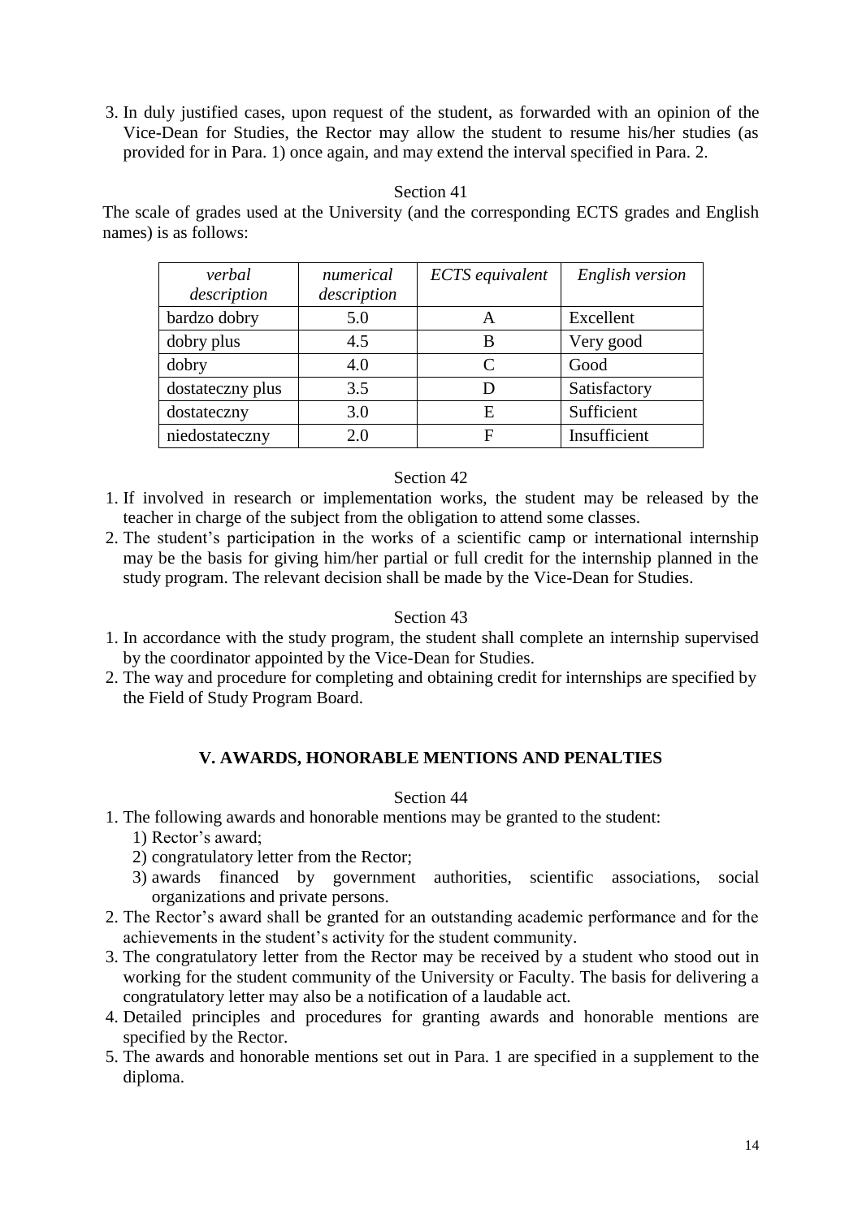3. In duly justified cases, upon request of the student, as forwarded with an opinion of the Vice-Dean for Studies, the Rector may allow the student to resume his/her studies (as provided for in Para. 1) once again, and may extend the interval specified in Para. 2.

Section 41

The scale of grades used at the University (and the corresponding ECTS grades and English names) is as follows:

| *verbal description* | *numerical description* | *ECTS equivalent* | *English version* |
|---|---|---|---|
| bardzo dobry | 5.0 | A | Excellent |
| dobry plus | 4.5 | B | Very good |
| dobry | 4.0 | C | Good |
| dostateczny plus | 3.5 | D | Satisfactory |
| dostateczny | 3.0 | E | Sufficient |
| niedostateczny | 2.0 | F | Insufficient |

Section 42

1. If involved in research or implementation works, the student may be released by the teacher in charge of the subject from the obligation to attend some classes.
2. The student's participation in the works of a scientific camp or international internship may be the basis for giving him/her partial or full credit for the internship planned in the study program. The relevant decision shall be made by the Vice-Dean for Studies.

Section 43

1. In accordance with the study program, the student shall complete an internship supervised by the coordinator appointed by the Vice-Dean for Studies.
2. The way and procedure for completing and obtaining credit for internships are specified by the Field of Study Program Board.

## V. AWARDS, HONORABLE MENTIONS AND PENALTIES

Section 44

1. The following awards and honorable mentions may be granted to the student:
   1) Rector's award;
   2) congratulatory letter from the Rector;
   3) awards financed by government authorities, scientific associations, social organizations and private persons.
2. The Rector's award shall be granted for an outstanding academic performance and for the achievements in the student's activity for the student community.
3. The congratulatory letter from the Rector may be received by a student who stood out in working for the student community of the University or Faculty. The basis for delivering a congratulatory letter may also be a notification of a laudable act.
4. Detailed principles and procedures for granting awards and honorable mentions are specified by the Rector.
5. The awards and honorable mentions set out in Para. 1 are specified in a supplement to the diploma.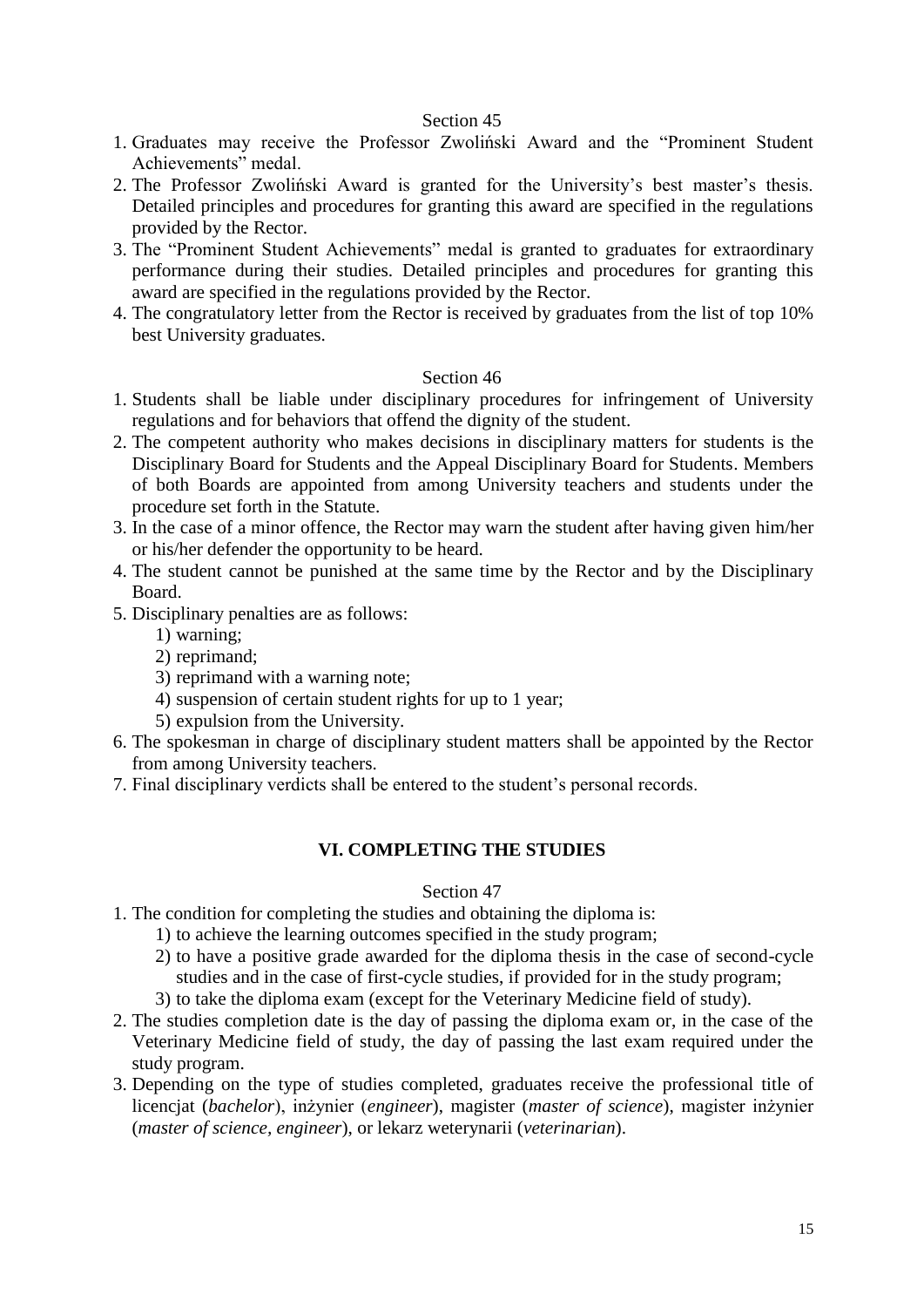Section 45

1. Graduates may receive the Professor Zwoliński Award and the "Prominent Student Achievements" medal.
2. The Professor Zwoliński Award is granted for the University's best master's thesis. Detailed principles and procedures for granting this award are specified in the regulations provided by the Rector.
3. The "Prominent Student Achievements" medal is granted to graduates for extraordinary performance during their studies. Detailed principles and procedures for granting this award are specified in the regulations provided by the Rector.
4. The congratulatory letter from the Rector is received by graduates from the list of top 10% best University graduates.

Section 46

1. Students shall be liable under disciplinary procedures for infringement of University regulations and for behaviors that offend the dignity of the student.
2. The competent authority who makes decisions in disciplinary matters for students is the Disciplinary Board for Students and the Appeal Disciplinary Board for Students. Members of both Boards are appointed from among University teachers and students under the procedure set forth in the Statute.
3. In the case of a minor offence, the Rector may warn the student after having given him/her or his/her defender the opportunity to be heard.
4. The student cannot be punished at the same time by the Rector and by the Disciplinary Board.
5. Disciplinary penalties are as follows:
   1) warning;
   2) reprimand;
   3) reprimand with a warning note;
   4) suspension of certain student rights for up to 1 year;
   5) expulsion from the University.
6. The spokesman in charge of disciplinary student matters shall be appointed by the Rector from among University teachers.
7. Final disciplinary verdicts shall be entered to the student's personal records.

## VI. COMPLETING THE STUDIES

Section 47

1. The condition for completing the studies and obtaining the diploma is:
   1) to achieve the learning outcomes specified in the study program;
   2) to have a positive grade awarded for the diploma thesis in the case of second-cycle studies and in the case of first-cycle studies, if provided for in the study program;
   3) to take the diploma exam (except for the Veterinary Medicine field of study).
2. The studies completion date is the day of passing the diploma exam or, in the case of the Veterinary Medicine field of study, the day of passing the last exam required under the study program.
3. Depending on the type of studies completed, graduates receive the professional title of licencjat (*bachelor*), inżynier (*engineer*), magister (*master of science*), magister inżynier (*master of science, engineer*), or lekarz weterynarii (*veterinarian*).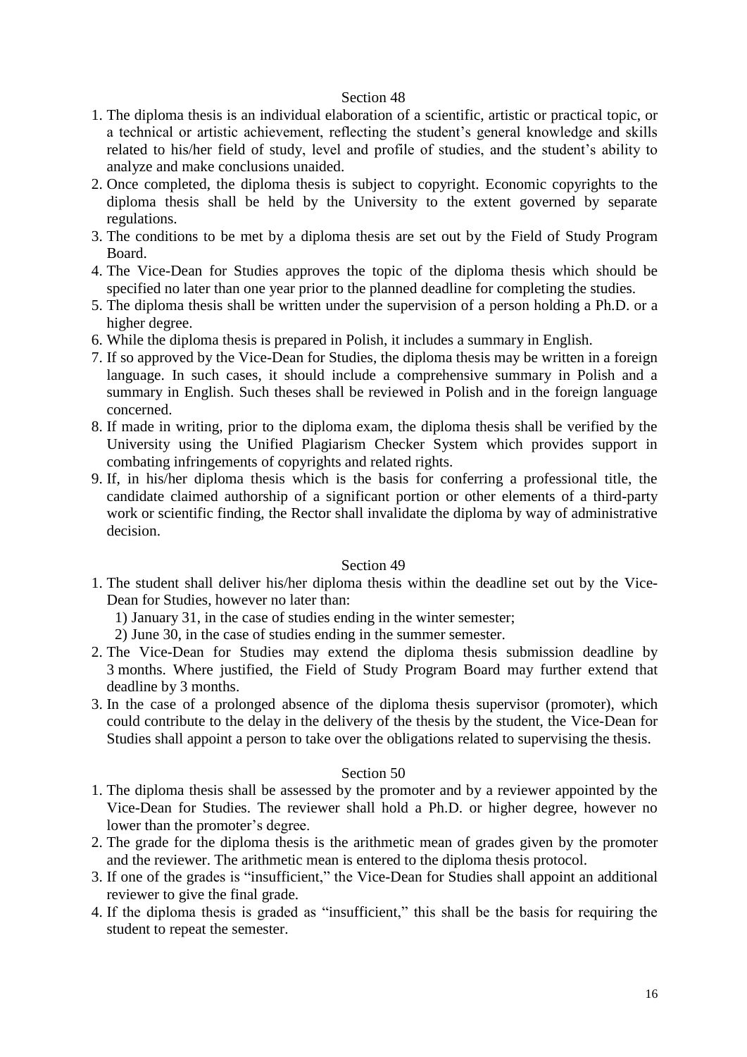## Section 48

1. The diploma thesis is an individual elaboration of a scientific, artistic or practical topic, or a technical or artistic achievement, reflecting the student's general knowledge and skills related to his/her field of study, level and profile of studies, and the student's ability to analyze and make conclusions unaided.
2. Once completed, the diploma thesis is subject to copyright. Economic copyrights to the diploma thesis shall be held by the University to the extent governed by separate regulations.
3. The conditions to be met by a diploma thesis are set out by the Field of Study Program Board.
4. The Vice-Dean for Studies approves the topic of the diploma thesis which should be specified no later than one year prior to the planned deadline for completing the studies.
5. The diploma thesis shall be written under the supervision of a person holding a Ph.D. or a higher degree.
6. While the diploma thesis is prepared in Polish, it includes a summary in English.
7. If so approved by the Vice-Dean for Studies, the diploma thesis may be written in a foreign language. In such cases, it should include a comprehensive summary in Polish and a summary in English. Such theses shall be reviewed in Polish and in the foreign language concerned.
8. If made in writing, prior to the diploma exam, the diploma thesis shall be verified by the University using the Unified Plagiarism Checker System which provides support in combating infringements of copyrights and related rights.
9. If, in his/her diploma thesis which is the basis for conferring a professional title, the candidate claimed authorship of a significant portion or other elements of a third-party work or scientific finding, the Rector shall invalidate the diploma by way of administrative decision.

## Section 49

1. The student shall deliver his/her diploma thesis within the deadline set out by the Vice-Dean for Studies, however no later than:
   1) January 31, in the case of studies ending in the winter semester;
   2) June 30, in the case of studies ending in the summer semester.
2. The Vice-Dean for Studies may extend the diploma thesis submission deadline by 3 months. Where justified, the Field of Study Program Board may further extend that deadline by 3 months.
3. In the case of a prolonged absence of the diploma thesis supervisor (promoter), which could contribute to the delay in the delivery of the thesis by the student, the Vice-Dean for Studies shall appoint a person to take over the obligations related to supervising the thesis.

## Section 50

1. The diploma thesis shall be assessed by the promoter and by a reviewer appointed by the Vice-Dean for Studies. The reviewer shall hold a Ph.D. or higher degree, however no lower than the promoter's degree.
2. The grade for the diploma thesis is the arithmetic mean of grades given by the promoter and the reviewer. The arithmetic mean is entered to the diploma thesis protocol.
3. If one of the grades is "insufficient," the Vice-Dean for Studies shall appoint an additional reviewer to give the final grade.
4. If the diploma thesis is graded as "insufficient," this shall be the basis for requiring the student to repeat the semester.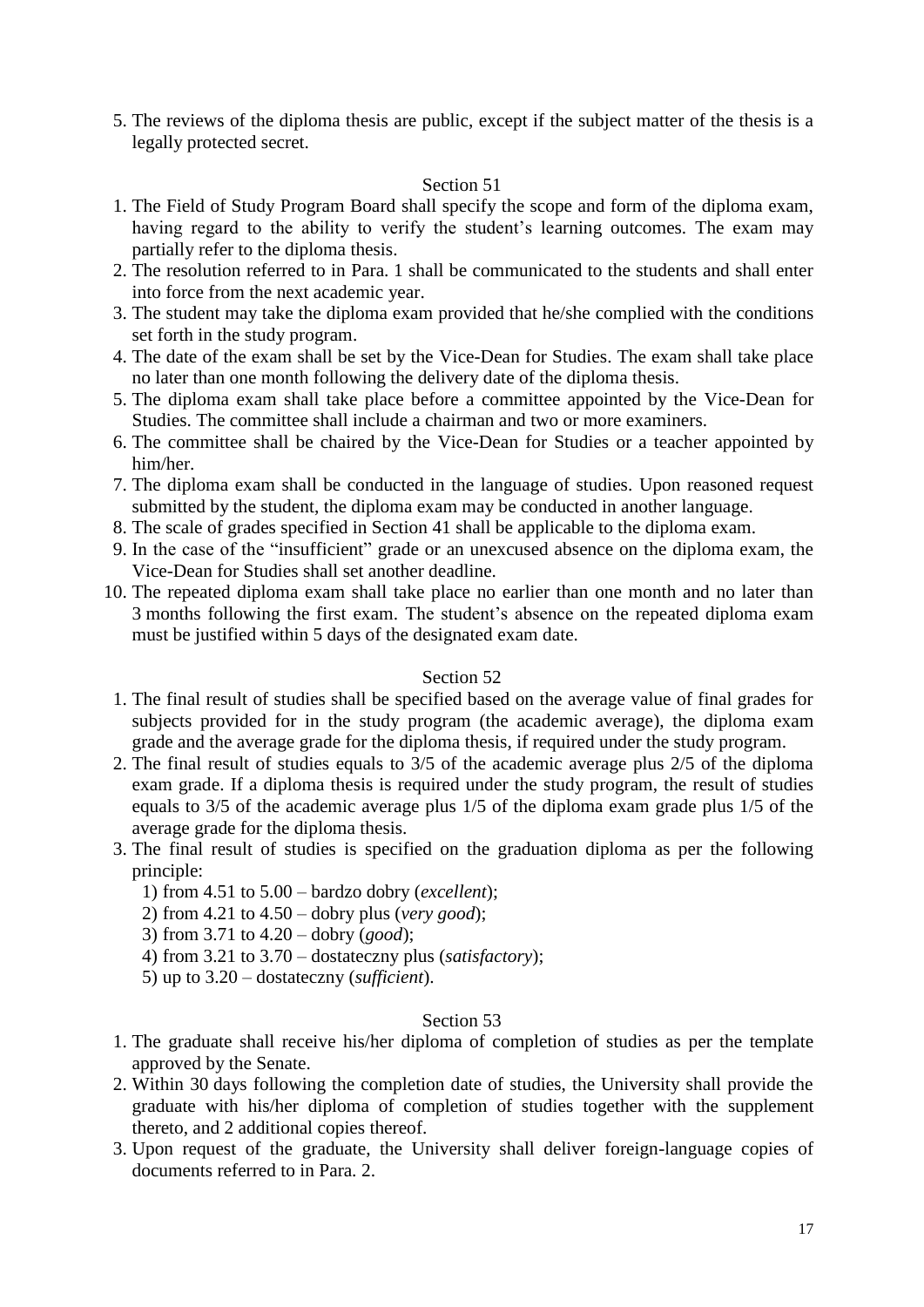5. The reviews of the diploma thesis are public, except if the subject matter of the thesis is a legally protected secret.

### Section 51

1. The Field of Study Program Board shall specify the scope and form of the diploma exam, having regard to the ability to verify the student's learning outcomes. The exam may partially refer to the diploma thesis.
2. The resolution referred to in Para. 1 shall be communicated to the students and shall enter into force from the next academic year.
3. The student may take the diploma exam provided that he/she complied with the conditions set forth in the study program.
4. The date of the exam shall be set by the Vice-Dean for Studies. The exam shall take place no later than one month following the delivery date of the diploma thesis.
5. The diploma exam shall take place before a committee appointed by the Vice-Dean for Studies. The committee shall include a chairman and two or more examiners.
6. The committee shall be chaired by the Vice-Dean for Studies or a teacher appointed by him/her.
7. The diploma exam shall be conducted in the language of studies. Upon reasoned request submitted by the student, the diploma exam may be conducted in another language.
8. The scale of grades specified in Section 41 shall be applicable to the diploma exam.
9. In the case of the "insufficient" grade or an unexcused absence on the diploma exam, the Vice-Dean for Studies shall set another deadline.
10. The repeated diploma exam shall take place no earlier than one month and no later than 3 months following the first exam. The student's absence on the repeated diploma exam must be justified within 5 days of the designated exam date.

### Section 52

1. The final result of studies shall be specified based on the average value of final grades for subjects provided for in the study program (the academic average), the diploma exam grade and the average grade for the diploma thesis, if required under the study program.
2. The final result of studies equals to 3/5 of the academic average plus 2/5 of the diploma exam grade. If a diploma thesis is required under the study program, the result of studies equals to 3/5 of the academic average plus 1/5 of the diploma exam grade plus 1/5 of the average grade for the diploma thesis.
3. The final result of studies is specified on the graduation diploma as per the following principle:
   1) from 4.51 to 5.00 – bardzo dobry (*excellent*);
   2) from 4.21 to 4.50 – dobry plus (*very good*);
   3) from 3.71 to 4.20 – dobry (*good*);
   4) from 3.21 to 3.70 – dostateczny plus (*satisfactory*);
   5) up to 3.20 – dostateczny (*sufficient*).

### Section 53

1. The graduate shall receive his/her diploma of completion of studies as per the template approved by the Senate.
2. Within 30 days following the completion date of studies, the University shall provide the graduate with his/her diploma of completion of studies together with the supplement thereto, and 2 additional copies thereof.
3. Upon request of the graduate, the University shall deliver foreign-language copies of documents referred to in Para. 2.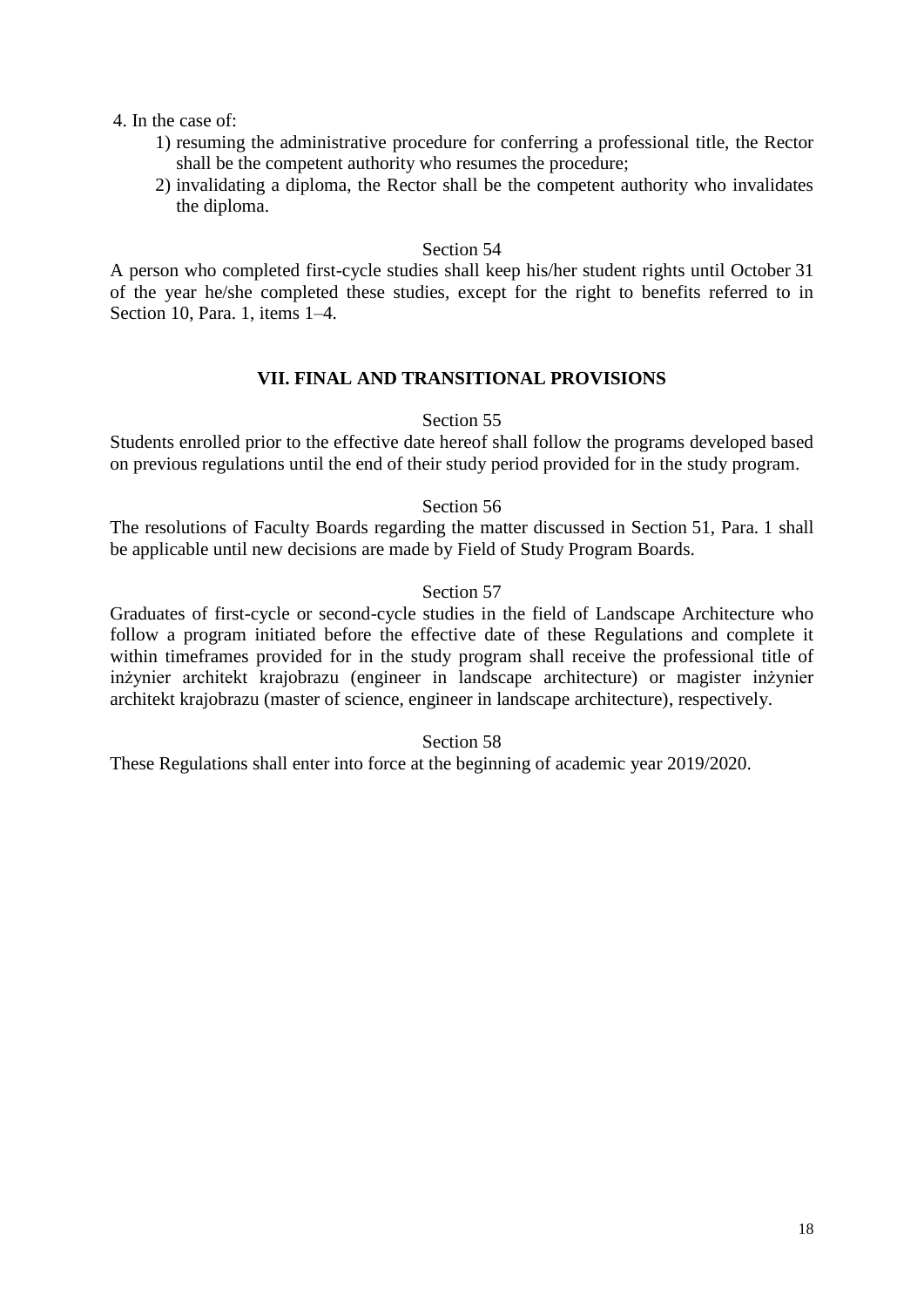4. In the case of:
   1) resuming the administrative procedure for conferring a professional title, the Rector shall be the competent authority who resumes the procedure;
   2) invalidating a diploma, the Rector shall be the competent authority who invalidates the diploma.

Section 54

A person who completed first-cycle studies shall keep his/her student rights until October 31 of the year he/she completed these studies, except for the right to benefits referred to in Section 10, Para. 1, items 1–4.

## VII. FINAL AND TRANSITIONAL PROVISIONS

Section 55

Students enrolled prior to the effective date hereof shall follow the programs developed based on previous regulations until the end of their study period provided for in the study program.

Section 56

The resolutions of Faculty Boards regarding the matter discussed in Section 51, Para. 1 shall be applicable until new decisions are made by Field of Study Program Boards.

Section 57

Graduates of first-cycle or second-cycle studies in the field of Landscape Architecture who follow a program initiated before the effective date of these Regulations and complete it within timeframes provided for in the study program shall receive the professional title of inżynier architekt krajobrazu (engineer in landscape architecture) or magister inżynier architekt krajobrazu (master of science, engineer in landscape architecture), respectively.

Section 58

These Regulations shall enter into force at the beginning of academic year 2019/2020.